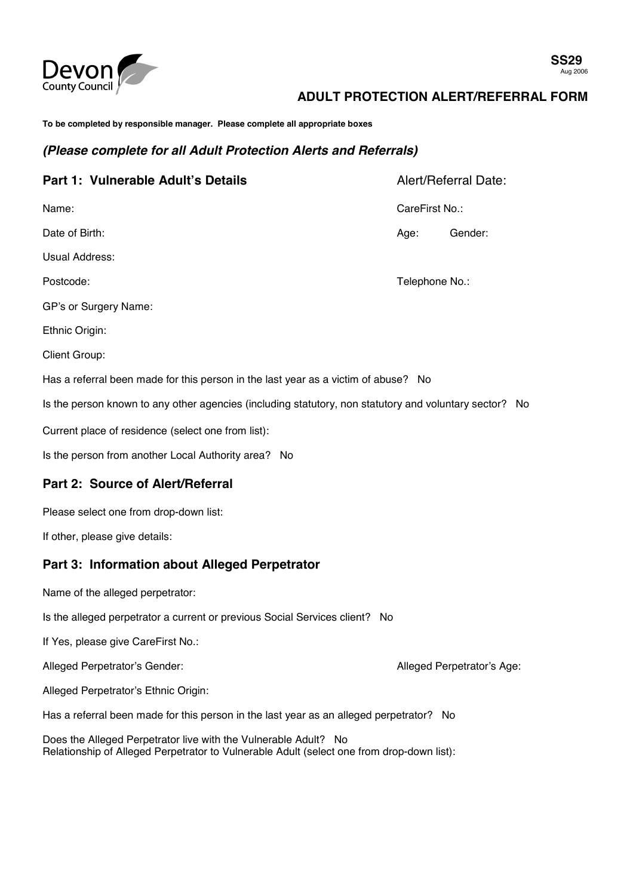Devon County Council

**SS29**
Aug 2006

## ADULT PROTECTION ALERT/REFERRAL FORM

**To be completed by responsible manager. Please complete all appropriate boxes**

### *(Please complete for all Adult Protection Alerts and Referrals)*

### Part 1: Vulnerable Adult's Details

Alert/Referral Date:

Name:

CareFirst No.:

Date of Birth:

Age:

Gender:

Usual Address:

Postcode:

Telephone No.:

GP's or Surgery Name:

Ethnic Origin:

Client Group:

Has a referral been made for this person in the last year as a victim of abuse? No

Is the person known to any other agencies (including statutory, non statutory and voluntary sector? No

Current place of residence (select one from list):

Is the person from another Local Authority area? No

### Part 2: Source of Alert/Referral

Please select one from drop-down list:

If other, please give details:

### Part 3: Information about Alleged Perpetrator

Name of the alleged perpetrator:

Is the alleged perpetrator a current or previous Social Services client? No

If Yes, please give CareFirst No.:

Alleged Perpetrator's Gender:

Alleged Perpetrator's Age:

Alleged Perpetrator's Ethnic Origin:

Has a referral been made for this person in the last year as an alleged perpetrator? No

Does the Alleged Perpetrator live with the Vulnerable Adult? No

Relationship of Alleged Perpetrator to Vulnerable Adult (select one from drop-down list):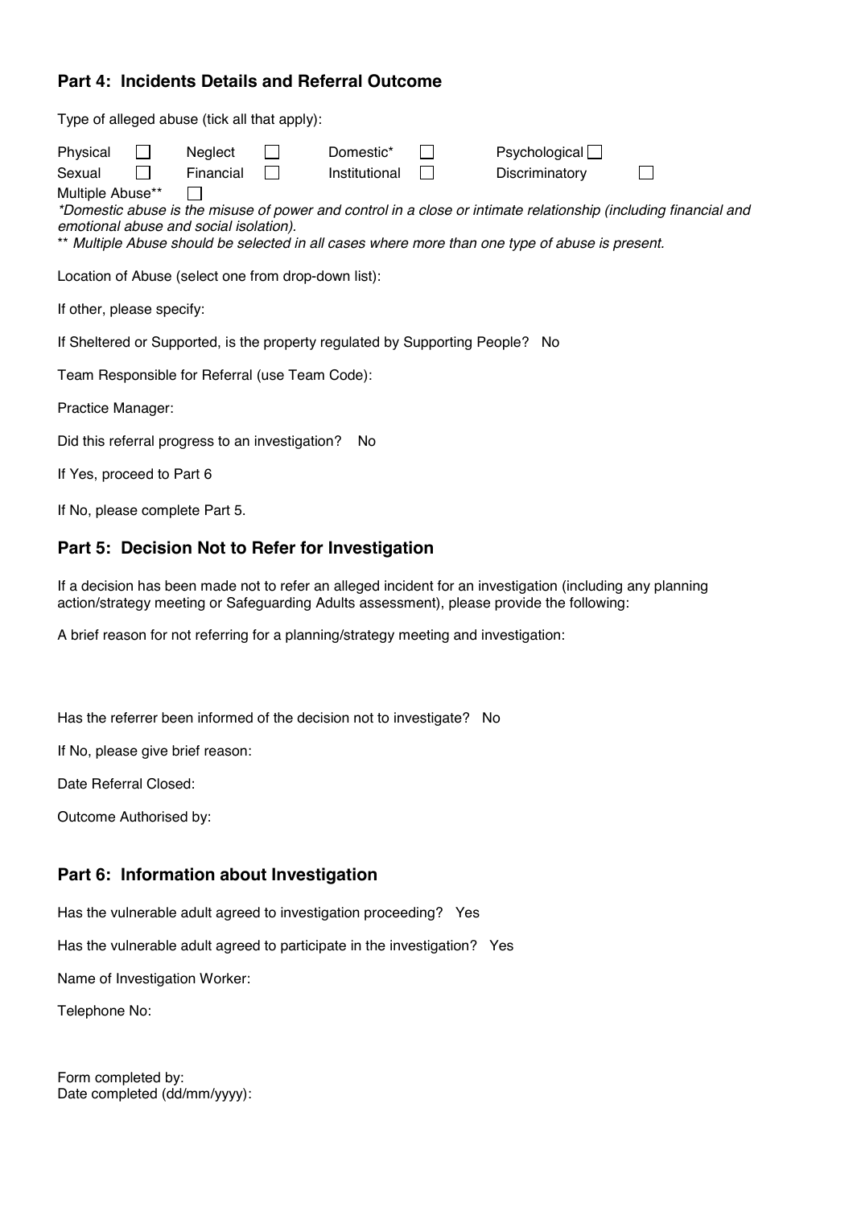## Part 4: Incidents Details and Referral Outcome

Type of alleged abuse (tick all that apply):

| | | | | | | | |
|---|---|---|---|---|---|---|---|
| Physical | ☐ | Neglect | ☐ | Domestic* | ☐ | Psychological | ☐ |
| Sexual | ☐ | Financial | ☐ | Institutional | ☐ | Discriminatory | ☐ |
| Multiple Abuse** | ☐ | | | | | | |

*\*Domestic abuse is the misuse of power and control in a close or intimate relationship (including financial and emotional abuse and social isolation).*

\*\* *Multiple Abuse should be selected in all cases where more than one type of abuse is present.*

Location of Abuse (select one from drop-down list):

If other, please specify:

If Sheltered or Supported, is the property regulated by Supporting People? No

Team Responsible for Referral (use Team Code):

Practice Manager:

Did this referral progress to an investigation? No

If Yes, proceed to Part 6

If No, please complete Part 5.

## Part 5: Decision Not to Refer for Investigation

If a decision has been made not to refer an alleged incident for an investigation (including any planning action/strategy meeting or Safeguarding Adults assessment), please provide the following:

A brief reason for not referring for a planning/strategy meeting and investigation:

Has the referrer been informed of the decision not to investigate? No

If No, please give brief reason:

Date Referral Closed:

Outcome Authorised by:

## Part 6: Information about Investigation

Has the vulnerable adult agreed to investigation proceeding? Yes

Has the vulnerable adult agreed to participate in the investigation? Yes

Name of Investigation Worker:

Telephone No:

Form completed by:
Date completed (dd/mm/yyyy):